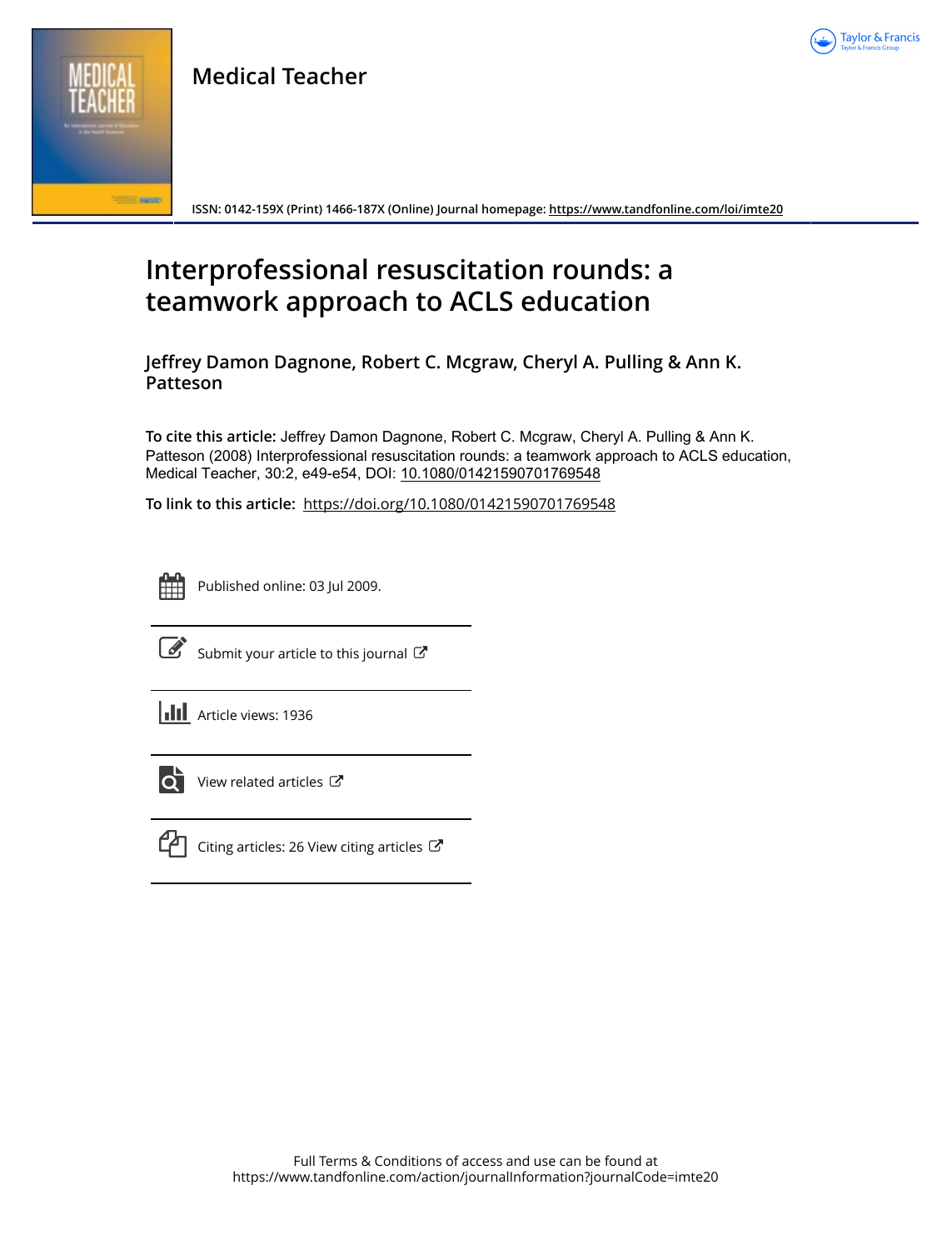# Medical Teacher

ISSN: 0142-159X (Print) 1466-187X (Online) Journal homepage: https://www.tandfonline.com/loi/imte20

## Interprofessional resuscitation rounds: a teamwork approach to ACLS education

**Jeffrey Damon Dagnone, Robert C. Mcgraw, Cheryl A. Pulling & Ann K. Patteson**

**To cite this article:** Jeffrey Damon Dagnone, Robert C. Mcgraw, Cheryl A. Pulling & Ann K. Patteson (2008) Interprofessional resuscitation rounds: a teamwork approach to ACLS education, Medical Teacher, 30:2, e49-e54, DOI: 10.1080/01421590701769548

**To link to this article:** https://doi.org/10.1080/01421590701769548

Published online: 03 Jul 2009.

Submit your article to this journal

Article views: 1936

View related articles

Citing articles: 26 View citing articles

Full Terms & Conditions of access and use can be found at
https://www.tandfonline.com/action/journalInformation?journalCode=imte20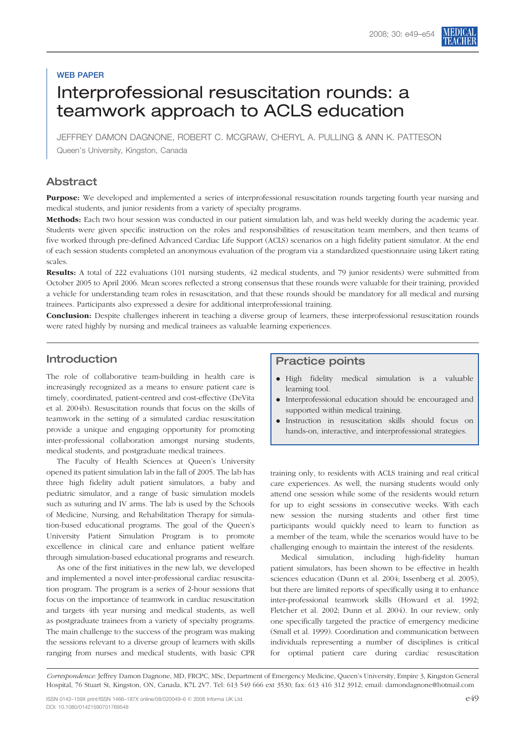## WEB PAPER

# Interprofessional resuscitation rounds: a teamwork approach to ACLS education

JEFFREY DAMON DAGNONE, ROBERT C. MCGRAW, CHERYL A. PULLING & ANN K. PATTESON

Queen's University, Kingston, Canada

## Abstract

**Purpose:** We developed and implemented a series of interprofessional resuscitation rounds targeting fourth year nursing and medical students, and junior residents from a variety of specialty programs.

**Methods:** Each two hour session was conducted in our patient simulation lab, and was held weekly during the academic year. Students were given specific instruction on the roles and responsibilities of resuscitation team members, and then teams of five worked through pre-defined Advanced Cardiac Life Support (ACLS) scenarios on a high fidelity patient simulator. At the end of each session students completed an anonymous evaluation of the program via a standardized questionnaire using Likert rating scales.

**Results:** A total of 222 evaluations (101 nursing students, 42 medical students, and 79 junior residents) were submitted from October 2005 to April 2006. Mean scores reflected a strong consensus that these rounds were valuable for their training, provided a vehicle for understanding team roles in resuscitation, and that these rounds should be mandatory for all medical and nursing trainees. Participants also expressed a desire for additional interprofessional training.

**Conclusion:** Despite challenges inherent in teaching a diverse group of learners, these interprofessional resuscitation rounds were rated highly by nursing and medical trainees as valuable learning experiences.

## Practice points

- High fidelity medical simulation is a valuable learning tool.
- Interprofessional education should be encouraged and supported within medical training.
- Instruction in resuscitation skills should focus on hands-on, interactive, and interprofessional strategies.

## Introduction

The role of collaborative team-building in health care is increasingly recognized as a means to ensure patient care is timely, coordinated, patient-centred and cost-effective (DeVita et al. 2004b). Resuscitation rounds that focus on the skills of teamwork in the setting of a simulated cardiac resuscitation provide a unique and engaging opportunity for promoting inter-professional collaboration amongst nursing students, medical students, and postgraduate medical trainees.

The Faculty of Health Sciences at Queen's University opened its patient simulation lab in the fall of 2005. The lab has three high fidelity adult patient simulators, a baby and pediatric simulator, and a range of basic simulation models such as suturing and IV arms. The lab is used by the Schools of Medicine, Nursing, and Rehabilitation Therapy for simulation-based educational programs. The goal of the Queen's University Patient Simulation Program is to promote excellence in clinical care and enhance patient welfare through simulation-based educational programs and research.

As one of the first initiatives in the new lab, we developed and implemented a novel inter-professional cardiac resuscitation program. The program is a series of 2-hour sessions that focus on the importance of teamwork in cardiac resuscitation and targets 4th year nursing and medical students, as well as postgraduate trainees from a variety of specialty programs. The main challenge to the success of the program was making the sessions relevant to a diverse group of learners with skills ranging from nurses and medical students, with basic CPR training only, to residents with ACLS training and real critical care experiences. As well, the nursing students would only attend one session while some of the residents would return for up to eight sessions in consecutive weeks. With each new session the nursing students and other first time participants would quickly need to learn to function as a member of the team, while the scenarios would have to be challenging enough to maintain the interest of the residents.

Medical simulation, including high-fidelity human patient simulators, has been shown to be effective in health sciences education (Dunn et al. 2004; Issenberg et al. 2005), but there are limited reports of specifically using it to enhance inter-professional teamwork skills (Howard et al. 1992; Fletcher et al. 2002; Dunn et al. 2004). In our review, only one specifically targeted the practice of emergency medicine (Small et al. 1999). Coordination and communication between individuals representing a number of disciplines is critical for optimal patient care during cardiac resuscitation

*Correspondence:* Jeffrey Damon Dagnone, MD, FRCPC, MSc, Department of Emergency Medicine, Queen's University, Empire 3, Kingston General Hospital, 76 Stuart St, Kingston, ON, Canada, K7L 2V7. Tel: 613 549 666 ext 3530; fax: 613 416 312 3912; email: damondagnone@hotmail.com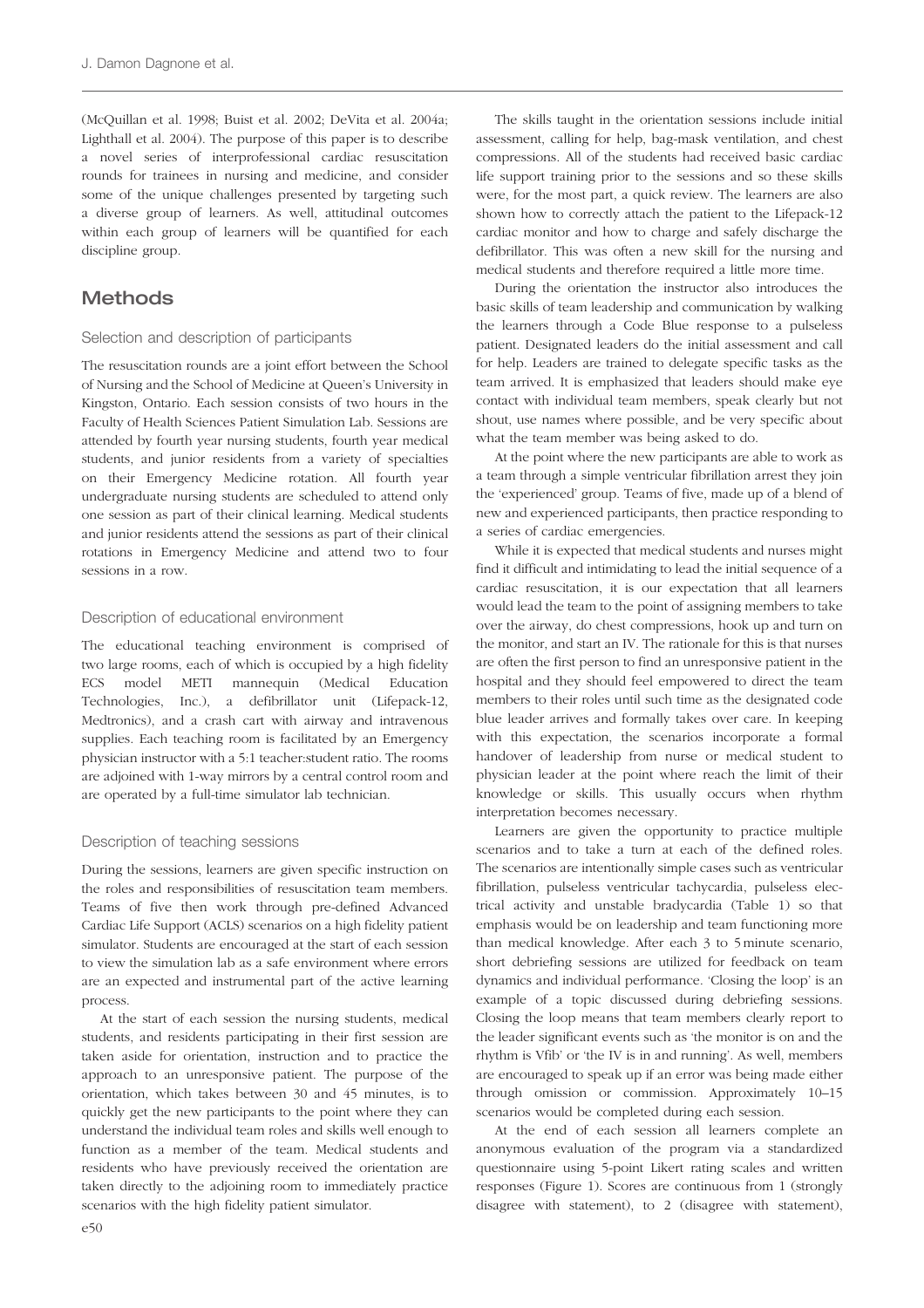(McQuillan et al. 1998; Buist et al. 2002; DeVita et al. 2004a; Lighthall et al. 2004). The purpose of this paper is to describe a novel series of interprofessional cardiac resuscitation rounds for trainees in nursing and medicine, and consider some of the unique challenges presented by targeting such a diverse group of learners. As well, attitudinal outcomes within each group of learners will be quantified for each discipline group.

## Methods

### Selection and description of participants

The resuscitation rounds are a joint effort between the School of Nursing and the School of Medicine at Queen's University in Kingston, Ontario. Each session consists of two hours in the Faculty of Health Sciences Patient Simulation Lab. Sessions are attended by fourth year nursing students, fourth year medical students, and junior residents from a variety of specialties on their Emergency Medicine rotation. All fourth year undergraduate nursing students are scheduled to attend only one session as part of their clinical learning. Medical students and junior residents attend the sessions as part of their clinical rotations in Emergency Medicine and attend two to four sessions in a row.

### Description of educational environment

The educational teaching environment is comprised of two large rooms, each of which is occupied by a high fidelity ECS model METI mannequin (Medical Education Technologies, Inc.), a defibrillator unit (Lifepack-12, Medtronics), and a crash cart with airway and intravenous supplies. Each teaching room is facilitated by an Emergency physician instructor with a 5:1 teacher:student ratio. The rooms are adjoined with 1-way mirrors by a central control room and are operated by a full-time simulator lab technician.

### Description of teaching sessions

During the sessions, learners are given specific instruction on the roles and responsibilities of resuscitation team members. Teams of five then work through pre-defined Advanced Cardiac Life Support (ACLS) scenarios on a high fidelity patient simulator. Students are encouraged at the start of each session to view the simulation lab as a safe environment where errors are an expected and instrumental part of the active learning process.

At the start of each session the nursing students, medical students, and residents participating in their first session are taken aside for orientation, instruction and to practice the approach to an unresponsive patient. The purpose of the orientation, which takes between 30 and 45 minutes, is to quickly get the new participants to the point where they can understand the individual team roles and skills well enough to function as a member of the team. Medical students and residents who have previously received the orientation are taken directly to the adjoining room to immediately practice scenarios with the high fidelity patient simulator.

The skills taught in the orientation sessions include initial assessment, calling for help, bag-mask ventilation, and chest compressions. All of the students had received basic cardiac life support training prior to the sessions and so these skills were, for the most part, a quick review. The learners are also shown how to correctly attach the patient to the Lifepack-12 cardiac monitor and how to charge and safely discharge the defibrillator. This was often a new skill for the nursing and medical students and therefore required a little more time.

During the orientation the instructor also introduces the basic skills of team leadership and communication by walking the learners through a Code Blue response to a pulseless patient. Designated leaders do the initial assessment and call for help. Leaders are trained to delegate specific tasks as the team arrived. It is emphasized that leaders should make eye contact with individual team members, speak clearly but not shout, use names where possible, and be very specific about what the team member was being asked to do.

At the point where the new participants are able to work as a team through a simple ventricular fibrillation arrest they join the 'experienced' group. Teams of five, made up of a blend of new and experienced participants, then practice responding to a series of cardiac emergencies.

While it is expected that medical students and nurses might find it difficult and intimidating to lead the initial sequence of a cardiac resuscitation, it is our expectation that all learners would lead the team to the point of assigning members to take over the airway, do chest compressions, hook up and turn on the monitor, and start an IV. The rationale for this is that nurses are often the first person to find an unresponsive patient in the hospital and they should feel empowered to direct the team members to their roles until such time as the designated code blue leader arrives and formally takes over care. In keeping with this expectation, the scenarios incorporate a formal handover of leadership from nurse or medical student to physician leader at the point where reach the limit of their knowledge or skills. This usually occurs when rhythm interpretation becomes necessary.

Learners are given the opportunity to practice multiple scenarios and to take a turn at each of the defined roles. The scenarios are intentionally simple cases such as ventricular fibrillation, pulseless ventricular tachycardia, pulseless electrical activity and unstable bradycardia (Table 1) so that emphasis would be on leadership and team functioning more than medical knowledge. After each 3 to 5 minute scenario, short debriefing sessions are utilized for feedback on team dynamics and individual performance. 'Closing the loop' is an example of a topic discussed during debriefing sessions. Closing the loop means that team members clearly report to the leader significant events such as 'the monitor is on and the rhythm is Vfib' or 'the IV is in and running'. As well, members are encouraged to speak up if an error was being made either through omission or commission. Approximately 10–15 scenarios would be completed during each session.

At the end of each session all learners complete an anonymous evaluation of the program via a standardized questionnaire using 5-point Likert rating scales and written responses (Figure 1). Scores are continuous from 1 (strongly disagree with statement), to 2 (disagree with statement),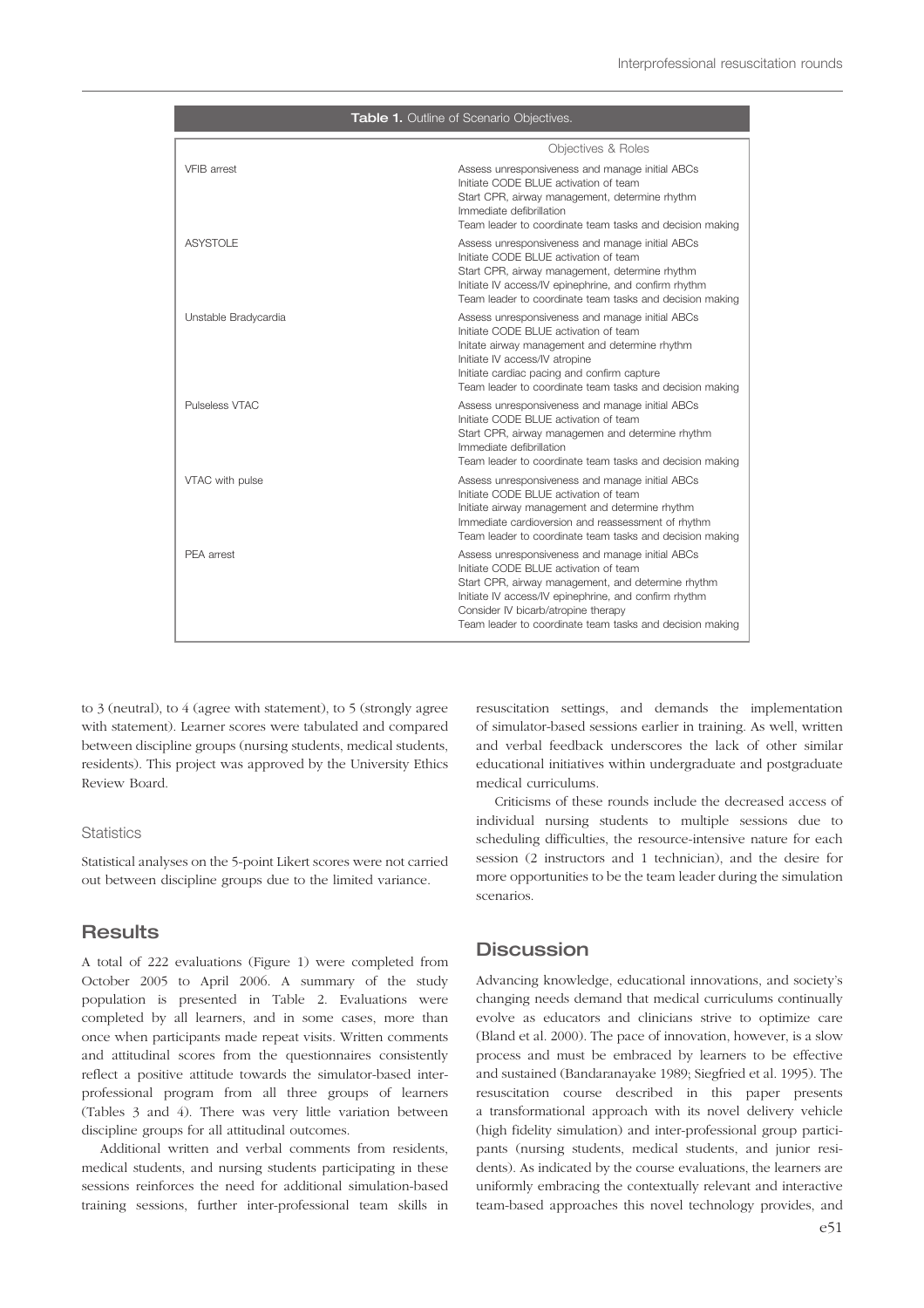**Table 1.** Outline of Scenario Objectives.

| | Objectives & Roles |
|---|---|
| VFIB arrest | Assess unresponsiveness and manage initial ABCs<br>Initiate CODE BLUE activation of team<br>Start CPR, airway management, determine rhythm<br>Immediate defibrillation<br>Team leader to coordinate team tasks and decision making |
| ASYSTOLE | Assess unresponsiveness and manage initial ABCs<br>Initiate CODE BLUE activation of team<br>Start CPR, airway management, determine rhythm<br>Initiate IV access/IV epinephrine, and confirm rhythm<br>Team leader to coordinate team tasks and decision making |
| Unstable Bradycardia | Assess unresponsiveness and manage initial ABCs<br>Initiate CODE BLUE activation of team<br>Initate airway management and determine rhythm<br>Initiate IV access/IV atropine<br>Initiate cardiac pacing and confirm capture<br>Team leader to coordinate team tasks and decision making |
| Pulseless VTAC | Assess unresponsiveness and manage initial ABCs<br>Initiate CODE BLUE activation of team<br>Start CPR, airway managemen and determine rhythm<br>Immediate defibrillation<br>Team leader to coordinate team tasks and decision making |
| VTAC with pulse | Assess unresponsiveness and manage initial ABCs<br>Initiate CODE BLUE activation of team<br>Initiate airway management and determine rhythm<br>Immediate cardioversion and reassessment of rhythm<br>Team leader to coordinate team tasks and decision making |
| PEA arrest | Assess unresponsiveness and manage initial ABCs<br>Initiate CODE BLUE activation of team<br>Start CPR, airway management, and determine rhythm<br>Initiate IV access/IV epinephrine, and confirm rhythm<br>Consider IV bicarb/atropine therapy<br>Team leader to coordinate team tasks and decision making |

to 3 (neutral), to 4 (agree with statement), to 5 (strongly agree with statement). Learner scores were tabulated and compared between discipline groups (nursing students, medical students, residents). This project was approved by the University Ethics Review Board.

### Statistics

Statistical analyses on the 5-point Likert scores were not carried out between discipline groups due to the limited variance.

## Results

A total of 222 evaluations (Figure 1) were completed from October 2005 to April 2006. A summary of the study population is presented in Table 2. Evaluations were completed by all learners, and in some cases, more than once when participants made repeat visits. Written comments and attitudinal scores from the questionnaires consistently reflect a positive attitude towards the simulator-based inter-professional program from all three groups of learners (Tables 3 and 4). There was very little variation between discipline groups for all attitudinal outcomes.

Additional written and verbal comments from residents, medical students, and nursing students participating in these sessions reinforces the need for additional simulation-based training sessions, further inter-professional team skills in resuscitation settings, and demands the implementation of simulator-based sessions earlier in training. As well, written and verbal feedback underscores the lack of other similar educational initiatives within undergraduate and postgraduate medical curriculums.

Criticisms of these rounds include the decreased access of individual nursing students to multiple sessions due to scheduling difficulties, the resource-intensive nature for each session (2 instructors and 1 technician), and the desire for more opportunities to be the team leader during the simulation scenarios.

## Discussion

Advancing knowledge, educational innovations, and society's changing needs demand that medical curriculums continually evolve as educators and clinicians strive to optimize care (Bland et al. 2000). The pace of innovation, however, is a slow process and must be embraced by learners to be effective and sustained (Bandaranayake 1989; Siegfried et al. 1995). The resuscitation course described in this paper presents a transformational approach with its novel delivery vehicle (high fidelity simulation) and inter-professional group participants (nursing students, medical students, and junior residents). As indicated by the course evaluations, the learners are uniformly embracing the contextually relevant and interactive team-based approaches this novel technology provides, and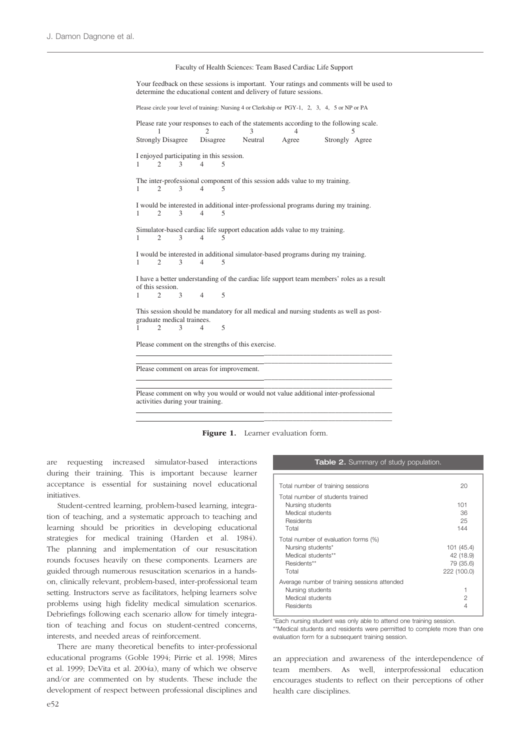Faculty of Health Sciences: Team Based Cardiac Life Support

Your feedback on these sessions is important. Your ratings and comments will be used to determine the educational content and delivery of future sessions.

Please circle your level of training: Nursing 4 or Clerkship or PGY-1, 2, 3, 4, 5 or NP or PA

Please rate your responses to each of the statements according to the following scale.

| 1 | 2 | 3 | 4 | 5 |
|---|---|---|---|---|
| Strongly Disagree | Disagree | Neutral | Agree | Strongly Agree |

I enjoyed participating in this session.
1 2 3 4 5

The inter-professional component of this session adds value to my training.
1 2 3 4 5

I would be interested in additional inter-professional programs during my training.
1 2 3 4 5

Simulator-based cardiac life support education adds value to my training.
1 2 3 4 5

I would be interested in additional simulator-based programs during my training.
1 2 3 4 5

I have a better understanding of the cardiac life support team members' roles as a result of this session.
1 2 3 4 5

This session should be mandatory for all medical and nursing students as well as post-graduate medical trainees.
1 2 3 4 5

Please comment on the strengths of this exercise.

\_\_\_\_\_\_\_\_\_\_\_\_\_\_\_\_\_\_\_\_\_\_\_\_\_\_\_\_\_\_\_\_\_\_\_\_\_\_\_\_

Please comment on areas for improvement.

\_\_\_\_\_\_\_\_\_\_\_\_\_\_\_\_\_\_\_\_\_\_\_\_\_\_\_\_\_\_\_\_\_\_\_\_\_\_\_\_

Please comment on why you would or would not value additional inter-professional activities during your training.

\_\_\_\_\_\_\_\_\_\_\_\_\_\_\_\_\_\_\_\_\_\_\_\_\_\_\_\_\_\_\_\_\_\_\_\_\_\_\_\_

**Figure 1.** Learner evaluation form.

are requesting increased simulator-based interactions during their training. This is important because learner acceptance is essential for sustaining novel educational initiatives.

Student-centred learning, problem-based learning, integration of teaching, and a systematic approach to teaching and learning should be priorities in developing educational strategies for medical training (Harden et al. 1984). The planning and implementation of our resuscitation rounds focuses heavily on these components. Learners are guided through numerous resuscitation scenarios in a hands-on, clinically relevant, problem-based, inter-professional team setting. Instructors serve as facilitators, helping learners solve problems using high fidelity medical simulation scenarios. Debriefings following each scenario allow for timely integration of teaching and focus on student-centred concerns, interests, and needed areas of reinforcement.

There are many theoretical benefits to inter-professional educational programs (Goble 1994; Pirrie et al. 1998; Mires et al. 1999; DeVita et al. 2004a), many of which we observe and/or are commented on by students. These include the development of respect between professional disciplines and an appreciation and awareness of the interdependence of team members. As well, interprofessional education encourages students to reflect on their perceptions of other health care disciplines.

**Table 2.** Summary of study population.

| | |
|---|---|
| Total number of training sessions | 20 |
| Total number of students trained | |
| Nursing students | 101 |
| Medical students | 36 |
| Residents | 25 |
| Total | 144 |
| Total number of evaluation forms (%) | |
| Nursing students* | 101 (45.4) |
| Medical students** | 42 (18.9) |
| Residents** | 79 (35.6) |
| Total | 222 (100.0) |
| Average number of training sessions attended | |
| Nursing students | 1 |
| Medical students | 2 |
| Residents | 4 |

*Each nursing student was only able to attend one training session.
**Medical students and residents were permitted to complete more than one evaluation form for a subsequent training session.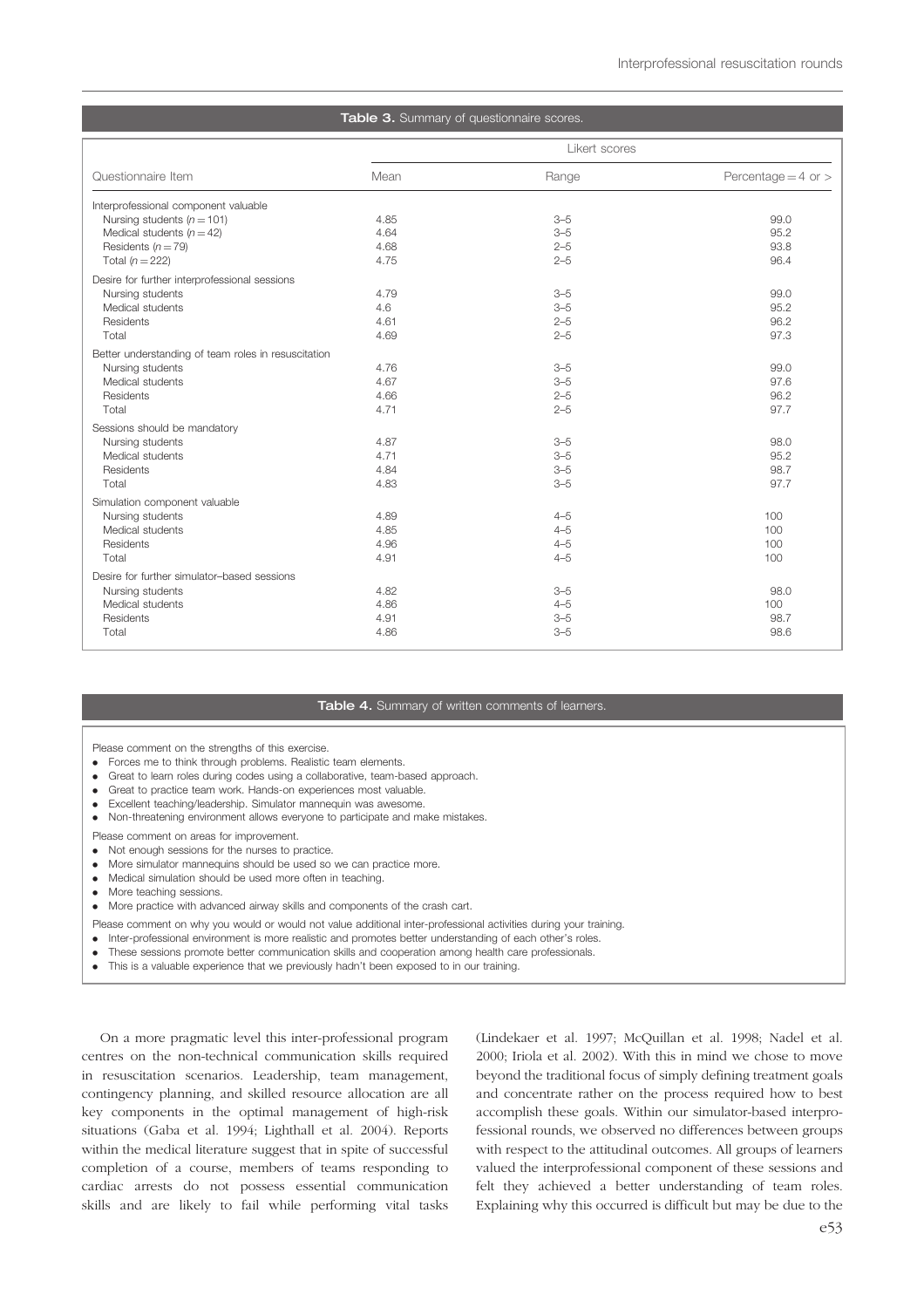**Table 3.** Summary of questionnaire scores.

| Questionnaire Item | Likert scores | | |
|---|---|---|---|
| | Mean | Range | Percentage = 4 or > |
| Interprofessional component valuable | | | |
| Nursing students ($n = 101$) | 4.85 | 3–5 | 99.0 |
| Medical students ($n = 42$) | 4.64 | 3–5 | 95.2 |
| Residents ($n = 79$) | 4.68 | 2–5 | 93.8 |
| Total ($n = 222$) | 4.75 | 2–5 | 96.4 |
| Desire for further interprofessional sessions | | | |
| Nursing students | 4.79 | 3–5 | 99.0 |
| Medical students | 4.6 | 3–5 | 95.2 |
| Residents | 4.61 | 2–5 | 96.2 |
| Total | 4.69 | 2–5 | 97.3 |
| Better understanding of team roles in resuscitation | | | |
| Nursing students | 4.76 | 3–5 | 99.0 |
| Medical students | 4.67 | 3–5 | 97.6 |
| Residents | 4.66 | 2–5 | 96.2 |
| Total | 4.71 | 2–5 | 97.7 |
| Sessions should be mandatory | | | |
| Nursing students | 4.87 | 3–5 | 98.0 |
| Medical students | 4.71 | 3–5 | 95.2 |
| Residents | 4.84 | 3–5 | 98.7 |
| Total | 4.83 | 3–5 | 97.7 |
| Simulation component valuable | | | |
| Nursing students | 4.89 | 4–5 | 100 |
| Medical students | 4.85 | 4–5 | 100 |
| Residents | 4.96 | 4–5 | 100 |
| Total | 4.91 | 4–5 | 100 |
| Desire for further simulator–based sessions | | | |
| Nursing students | 4.82 | 3–5 | 98.0 |
| Medical students | 4.86 | 4–5 | 100 |
| Residents | 4.91 | 3–5 | 98.7 |
| Total | 4.86 | 3–5 | 98.6 |

**Table 4.** Summary of written comments of learners.

Please comment on the strengths of this exercise.

- Forces me to think through problems. Realistic team elements.
- Great to learn roles during codes using a collaborative, team-based approach.
- Great to practice team work. Hands-on experiences most valuable.
- Excellent teaching/leadership. Simulator mannequin was awesome.
- Non-threatening environment allows everyone to participate and make mistakes.

Please comment on areas for improvement.

- Not enough sessions for the nurses to practice.
- More simulator mannequins should be used so we can practice more.
- Medical simulation should be used more often in teaching.
- More teaching sessions.
- More practice with advanced airway skills and components of the crash cart.

Please comment on why you would or would not value additional inter-professional activities during your training.

- Inter-professional environment is more realistic and promotes better understanding of each other's roles.
- These sessions promote better communication skills and cooperation among health care professionals.
- This is a valuable experience that we previously hadn't been exposed to in our training.

On a more pragmatic level this inter-professional program centres on the non-technical communication skills required in resuscitation scenarios. Leadership, team management, contingency planning, and skilled resource allocation are all key components in the optimal management of high-risk situations (Gaba et al. 1994; Lighthall et al. 2004). Reports within the medical literature suggest that in spite of successful completion of a course, members of teams responding to cardiac arrests do not possess essential communication skills and are likely to fail while performing vital tasks (Lindekaer et al. 1997; McQuillan et al. 1998; Nadel et al. 2000; Iriola et al. 2002). With this in mind we chose to move beyond the traditional focus of simply defining treatment goals and concentrate rather on the process required how to best accomplish these goals. Within our simulator-based interprofessional rounds, we observed no differences between groups with respect to the attitudinal outcomes. All groups of learners valued the interprofessional component of these sessions and felt they achieved a better understanding of team roles. Explaining why this occurred is difficult but may be due to the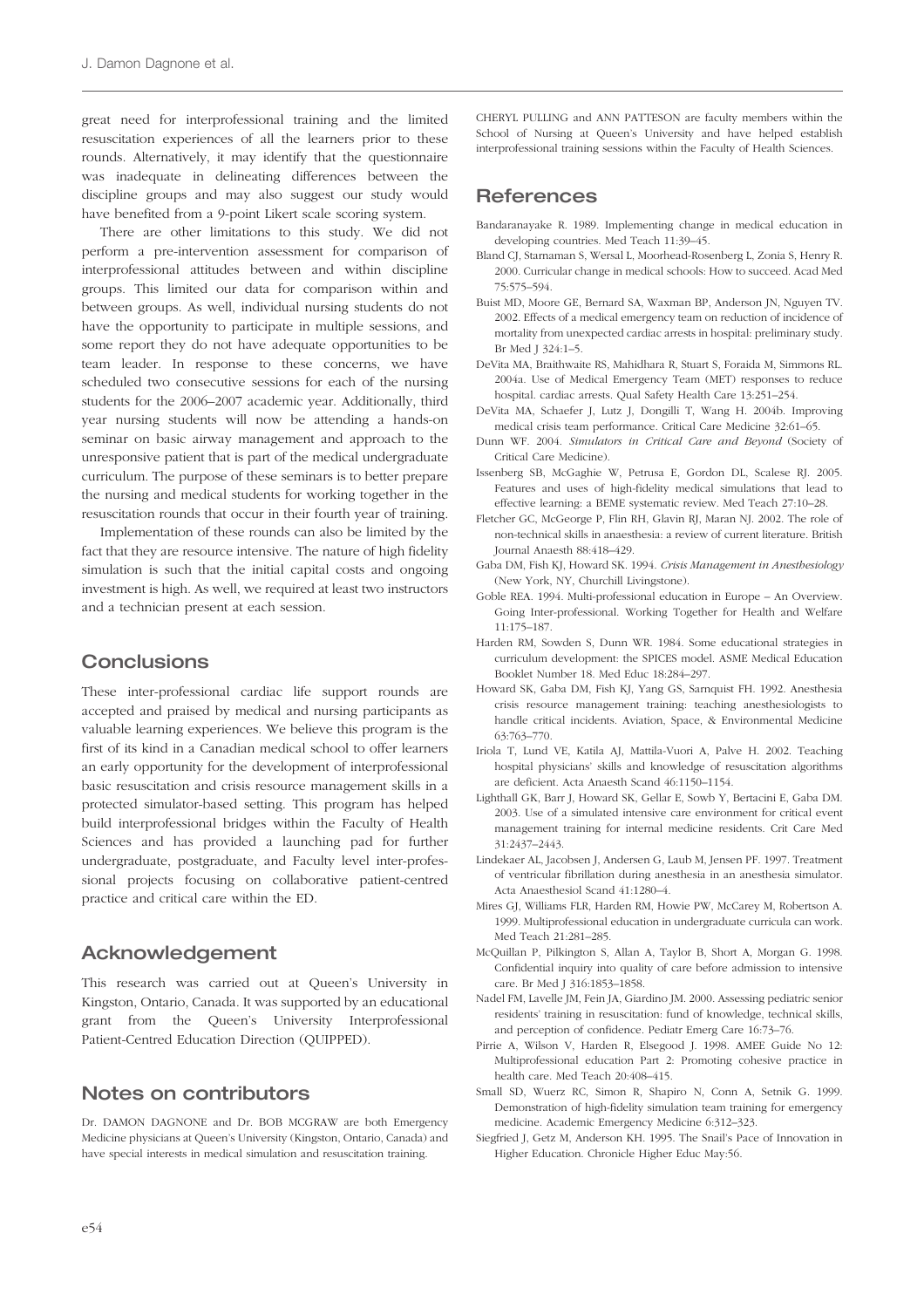great need for interprofessional training and the limited resuscitation experiences of all the learners prior to these rounds. Alternatively, it may identify that the questionnaire was inadequate in delineating differences between the discipline groups and may also suggest our study would have benefited from a 9-point Likert scale scoring system.

There are other limitations to this study. We did not perform a pre-intervention assessment for comparison of interprofessional attitudes between and within discipline groups. This limited our data for comparison within and between groups. As well, individual nursing students do not have the opportunity to participate in multiple sessions, and some report they do not have adequate opportunities to be team leader. In response to these concerns, we have scheduled two consecutive sessions for each of the nursing students for the 2006–2007 academic year. Additionally, third year nursing students will now be attending a hands-on seminar on basic airway management and approach to the unresponsive patient that is part of the medical undergraduate curriculum. The purpose of these seminars is to better prepare the nursing and medical students for working together in the resuscitation rounds that occur in their fourth year of training.

Implementation of these rounds can also be limited by the fact that they are resource intensive. The nature of high fidelity simulation is such that the initial capital costs and ongoing investment is high. As well, we required at least two instructors and a technician present at each session.

## Conclusions

These inter-professional cardiac life support rounds are accepted and praised by medical and nursing participants as valuable learning experiences. We believe this program is the first of its kind in a Canadian medical school to offer learners an early opportunity for the development of interprofessional basic resuscitation and crisis resource management skills in a protected simulator-based setting. This program has helped build interprofessional bridges within the Faculty of Health Sciences and has provided a launching pad for further undergraduate, postgraduate, and Faculty level inter-professional projects focusing on collaborative patient-centred practice and critical care within the ED.

## Acknowledgement

This research was carried out at Queen's University in Kingston, Ontario, Canada. It was supported by an educational grant from the Queen's University Interprofessional Patient-Centred Education Direction (QUIPPED).

## Notes on contributors

Dr. DAMON DAGNONE and Dr. BOB MCGRAW are both Emergency Medicine physicians at Queen's University (Kingston, Ontario, Canada) and have special interests in medical simulation and resuscitation training.

CHERYL PULLING and ANN PATTESON are faculty members within the School of Nursing at Queen's University and have helped establish interprofessional training sessions within the Faculty of Health Sciences.

## References

Bandaranayake R. 1989. Implementing change in medical education in developing countries. Med Teach 11:39–45.

Bland CJ, Starnaman S, Wersal L, Moorhead-Rosenberg L, Zonia S, Henry R. 2000. Curricular change in medical schools: How to succeed. Acad Med 75:575–594.

Buist MD, Moore GE, Bernard SA, Waxman BP, Anderson JN, Nguyen TV. 2002. Effects of a medical emergency team on reduction of incidence of mortality from unexpected cardiac arrests in hospital: preliminary study. Br Med J 324:1–5.

DeVita MA, Braithwaite RS, Mahidhara R, Stuart S, Foraida M, Simmons RL. 2004a. Use of Medical Emergency Team (MET) responses to reduce hospital. cardiac arrests. Qual Safety Health Care 13:251–254.

DeVita MA, Schaefer J, Lutz J, Dongilli T, Wang H. 2004b. Improving medical crisis team performance. Critical Care Medicine 32:61–65.

Dunn WF. 2004. *Simulators in Critical Care and Beyond* (Society of Critical Care Medicine).

Issenberg SB, McGaghie W, Petrusa E, Gordon DL, Scalese RJ. 2005. Features and uses of high-fidelity medical simulations that lead to effective learning: a BEME systematic review. Med Teach 27:10–28.

Fletcher GC, McGeorge P, Flin RH, Glavin RJ, Maran NJ. 2002. The role of non-technical skills in anaesthesia: a review of current literature. British Journal Anaesth 88:418–429.

Gaba DM, Fish KJ, Howard SK. 1994. *Crisis Management in Anesthesiology* (New York, NY, Churchill Livingstone).

Goble REA. 1994. Multi-professional education in Europe – An Overview. Going Inter-professional. Working Together for Health and Welfare 11:175–187.

Harden RM, Sowden S, Dunn WR. 1984. Some educational strategies in curriculum development: the SPICES model. ASME Medical Education Booklet Number 18. Med Educ 18:284–297.

Howard SK, Gaba DM, Fish KJ, Yang GS, Sarnquist FH. 1992. Anesthesia crisis resource management training: teaching anesthesiologists to handle critical incidents. Aviation, Space, & Environmental Medicine 63:763–770.

Iriola T, Lund VE, Katila AJ, Mattila-Vuori A, Palve H. 2002. Teaching hospital physicians' skills and knowledge of resuscitation algorithms are deficient. Acta Anaesth Scand 46:1150–1154.

Lighthall GK, Barr J, Howard SK, Gellar E, Sowb Y, Bertacini E, Gaba DM. 2003. Use of a simulated intensive care environment for critical event management training for internal medicine residents. Crit Care Med 31:2437–2443.

Lindekaer AL, Jacobsen J, Andersen G, Laub M, Jensen PF. 1997. Treatment of ventricular fibrillation during anesthesia in an anesthesia simulator. Acta Anaesthesiol Scand 41:1280–4.

Mires GJ, Williams FLR, Harden RM, Howie PW, McCarey M, Robertson A. 1999. Multiprofessional education in undergraduate curricula can work. Med Teach 21:281–285.

McQuillan P, Pilkington S, Allan A, Taylor B, Short A, Morgan G. 1998. Confidential inquiry into quality of care before admission to intensive care. Br Med J 316:1853–1858.

Nadel FM, Lavelle JM, Fein JA, Giardino JM. 2000. Assessing pediatric senior residents' training in resuscitation: fund of knowledge, technical skills, and perception of confidence. Pediatr Emerg Care 16:73–76.

Pirrie A, Wilson V, Harden R, Elsegood J. 1998. AMEE Guide No 12: Multiprofessional education Part 2: Promoting cohesive practice in health care. Med Teach 20:408–415.

Small SD, Wuerz RC, Simon R, Shapiro N, Conn A, Setnik G. 1999. Demonstration of high-fidelity simulation team training for emergency medicine. Academic Emergency Medicine 6:312–323.

Siegfried J, Getz M, Anderson KH. 1995. The Snail's Pace of Innovation in Higher Education. Chronicle Higher Educ May:56.